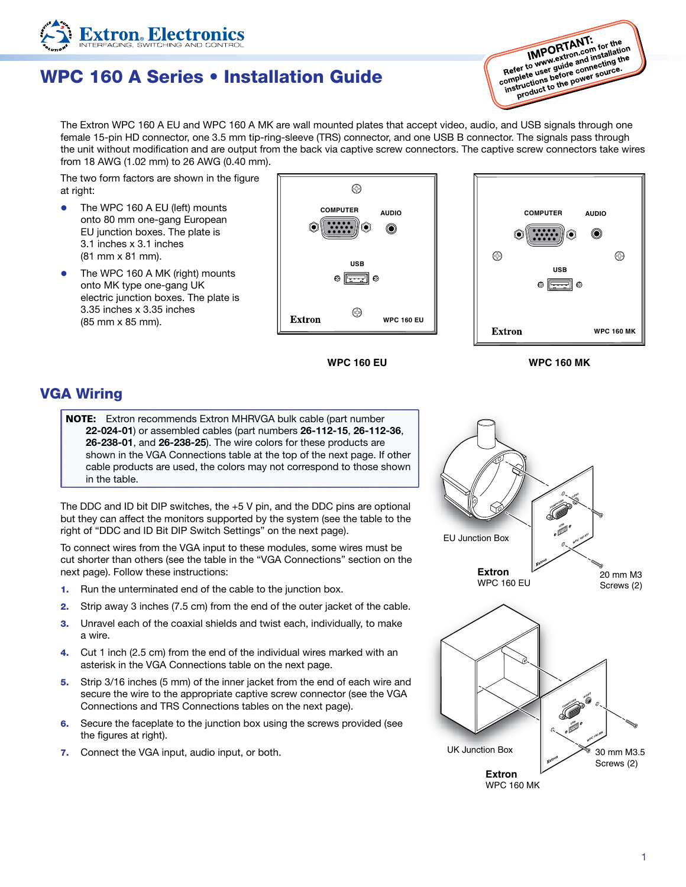# WPC 160 A Series • Installation Guide

**IMPORTANT:** Refer to www.extron.com for the complete user guide and installation instructions before connecting the product to the power source.

The Extron WPC 160 A EU and WPC 160 A MK are wall mounted plates that accept video, audio, and USB signals through one female 15-pin HD connector, one 3.5 mm tip-ring-sleeve (TRS) connector, and one USB B connector. The signals pass through the unit without modification and are output from the back via captive screw connectors. The captive screw connectors take wires from 18 AWG (1.02 mm) to 26 AWG (0.40 mm).

The two form factors are shown in the figure at right:

- The WPC 160 A EU (left) mounts onto 80 mm one-gang European EU junction boxes. The plate is 3.1 inches x 3.1 inches (81 mm x 81 mm).
- The WPC 160 A MK (right) mounts onto MK type one-gang UK electric junction boxes. The plate is 3.35 inches x 3.35 inches (85 mm x 85 mm).

**WPC 160 EU** **WPC 160 MK**

## VGA Wiring

> **NOTE:** Extron recommends Extron MHRVGA bulk cable (part number **22-024-01**) or assembled cables (part numbers **26-112-15**, **26-112-36**, **26-238-01**, and **26-238-25**). The wire colors for these products are shown in the VGA Connections table at the top of the next page. If other cable products are used, the colors may not correspond to those shown in the table.

The DDC and ID bit DIP switches, the +5 V pin, and the DDC pins are optional but they can affect the monitors supported by the system (see the table to the right of "DDC and ID Bit DIP Switch Settings" on the next page).

To connect wires from the VGA input to these modules, some wires must be cut shorter than others (see the table in the "VGA Connections" section on the next page). Follow these instructions:

1. Run the unterminated end of the cable to the junction box.
2. Strip away 3 inches (7.5 cm) from the end of the outer jacket of the cable.
3. Unravel each of the coaxial shields and twist each, individually, to make a wire.
4. Cut 1 inch (2.5 cm) from the end of the individual wires marked with an asterisk in the VGA Connections table on the next page.
5. Strip 3/16 inches (5 mm) of the inner jacket from the end of each wire and secure the wire to the appropriate captive screw connector (see the VGA Connections and TRS Connections tables on the next page).
6. Secure the faceplate to the junction box using the screws provided (see the figures at right).
7. Connect the VGA input, audio input, or both.

EU Junction Box — **Extron** WPC 160 EU — 20 mm M3 Screws (2)

UK Junction Box — **Extron** WPC 160 MK — 30 mm M3.5 Screws (2)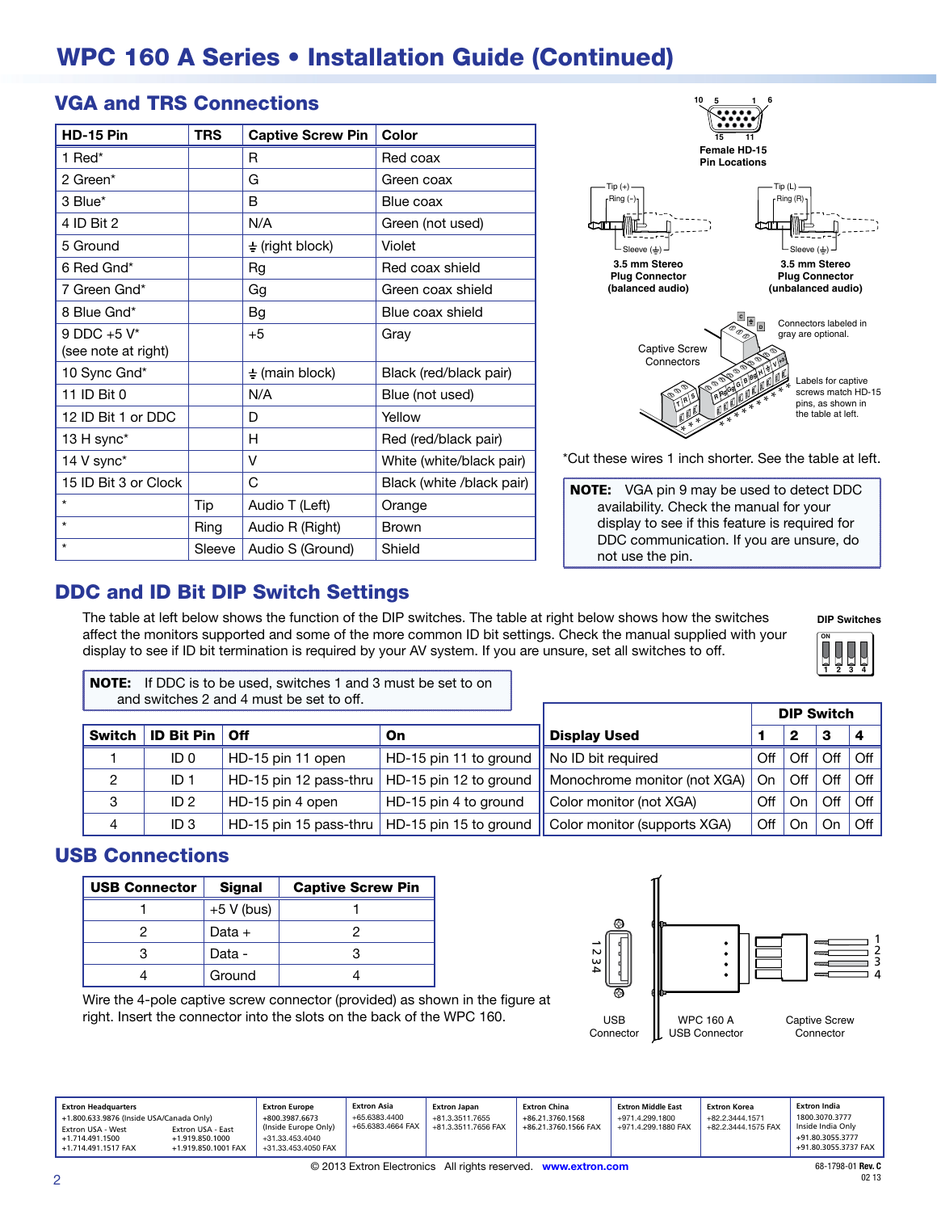# WPC 160 A Series • Installation Guide (Continued)

## VGA and TRS Connections

| HD-15 Pin | TRS | Captive Screw Pin | Color |
|---|---|---|---|
| 1 Red* | | R | Red coax |
| 2 Green* | | G | Green coax |
| 3 Blue* | | B | Blue coax |
| 4 ID Bit 2 | | N/A | Green (not used) |
| 5 Ground | | ⏚ (right block) | Violet |
| 6 Red Gnd* | | Rg | Red coax shield |
| 7 Green Gnd* | | Gg | Green coax shield |
| 8 Blue Gnd* | | Bg | Blue coax shield |
| 9 DDC +5 V* (see note at right) | | +5 | Gray |
| 10 Sync Gnd* | | ⏚ (main block) | Black (red/black pair) |
| 11 ID Bit 0 | | N/A | Blue (not used) |
| 12 ID Bit 1 or DDC | | D | Yellow |
| 13 H sync* | | H | Red (red/black pair) |
| 14 V sync* | | V | White (white/black pair) |
| 15 ID Bit 3 or Clock | | C | Black (white /black pair) |
| * | Tip | Audio T (Left) | Orange |
| * | Ring | Audio R (Right) | Brown |
| * | Sleeve | Audio S (Ground) | Shield |

10 5 1 6
15 11
Female HD-15 Pin Locations

Tip (+)
Ring (−)
Sleeve (⏚)
3.5 mm Stereo Plug Connector (balanced audio)

Tip (L)
Ring (R)
Sleeve (⏚)
3.5 mm Stereo Plug Connector (unbalanced audio)

Captive Screw Connectors

Connectors labeled in gray are optional.

Labels for captive screws match HD-15 pins, as shown in the table at left.

*Cut these wires 1 inch shorter. See the table at left.

**NOTE:** VGA pin 9 may be used to detect DDC availability. Check the manual for your display to see if this feature is required for DDC communication. If you are unsure, do not use the pin.

## DDC and ID Bit DIP Switch Settings

The table at left below shows the function of the DIP switches. The table at right below shows how the switches affect the monitors supported and some of the more common ID bit settings. Check the manual supplied with your display to see if ID bit termination is required by your AV system. If you are unsure, set all switches to off.

DIP Switches

ON
1 2 3 4

**NOTE:** If DDC is to be used, switches 1 and 3 must be set to on and switches 2 and 4 must be set to off.

| Switch | ID Bit Pin | Off | On |
|---|---|---|---|
| 1 | ID 0 | HD-15 pin 11 open | HD-15 pin 11 to ground |
| 2 | ID 1 | HD-15 pin 12 pass-thru | HD-15 pin 12 to ground |
| 3 | ID 2 | HD-15 pin 4 open | HD-15 pin 4 to ground |
| 4 | ID 3 | HD-15 pin 15 pass-thru | HD-15 pin 15 to ground |

| Display Used | DIP Switch | | | |
|---|---|---|---|---|
| | 1 | 2 | 3 | 4 |
| No ID bit required | Off | Off | Off | Off |
| Monochrome monitor (not XGA) | On | Off | Off | Off |
| Color monitor (not XGA) | Off | On | Off | Off |
| Color monitor (supports XGA) | Off | On | On | Off |

## USB Connections

| USB Connector | Signal | Captive Screw Pin |
|---|---|---|
| 1 | +5 V (bus) | 1 |
| 2 | Data + | 2 |
| 3 | Data - | 3 |
| 4 | Ground | 4 |

Wire the 4-pole captive screw connector (provided) as shown in the figure at right. Insert the connector into the slots on the back of the WPC 160.

1 2 3 4
USB Connector
WPC 160 A USB Connector
Captive Screw Connector

| Extron Headquarters | Extron Europe | Extron Asia | Extron Japan | Extron China | Extron Middle East | Extron Korea | Extron India |
|---|---|---|---|---|---|---|---|
| +1.800.633.9876 (Inside USA/Canada Only) Extron USA - West +1.714.491.1500 +1.714.491.1517 FAX Extron USA - East +1.919.850.1000 +1.919.850.1001 FAX | +800.3987.6673 (Inside Europe Only) +31.33.453.4040 +31.33.453.4050 FAX | +65.6383.4400 +65.6383.4664 FAX | +81.3.3511.7655 +81.3.3511.7656 FAX | +86.21.3760.1568 +86.21.3760.1566 FAX | +971.4.299.1800 +971.4.299.1880 FAX | +82.2.3444.1571 +82.2.3444.1575 FAX | 1800.3070.3777 Inside India Only +91.80.3055.3777 +91.80.3055.3737 FAX |

© 2013 Extron Electronics All rights reserved. www.extron.com

68-1798-01 **Rev. C**
02 13